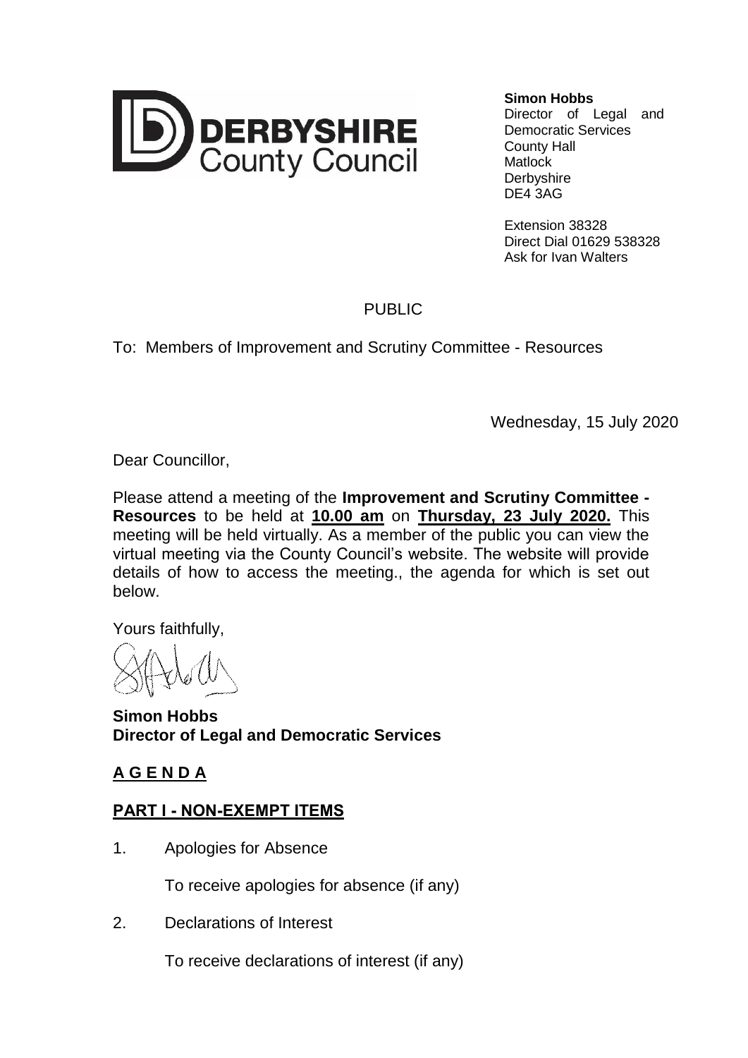DERBYSHIRE County Council

**Simon Hobbs**
Director of Legal and Democratic Services
County Hall
Matlock
Derbyshire
DE4 3AG

Extension 38328
Direct Dial 01629 538328
Ask for Ivan Walters

PUBLIC

To: Members of Improvement and Scrutiny Committee - Resources

Wednesday, 15 July 2020

Dear Councillor,

Please attend a meeting of the **Improvement and Scrutiny Committee - Resources** to be held at **10.00 am** on **Thursday, 23 July 2020.** This meeting will be held virtually. As a member of the public you can view the virtual meeting via the County Council's website. The website will provide details of how to access the meeting., the agenda for which is set out below.

Yours faithfully,

**Simon Hobbs**
**Director of Legal and Democratic Services**

## A G E N D A

### PART I - NON-EXEMPT ITEMS

1. Apologies for Absence

   To receive apologies for absence (if any)

2. Declarations of Interest

   To receive declarations of interest (if any)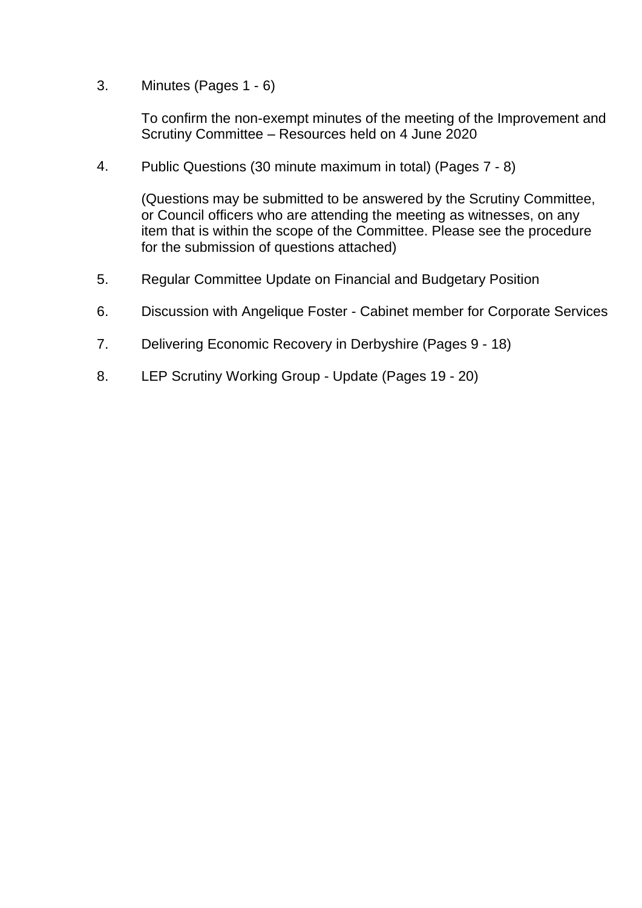3. Minutes (Pages 1 - 6)

   To confirm the non-exempt minutes of the meeting of the Improvement and Scrutiny Committee – Resources held on 4 June 2020

4. Public Questions (30 minute maximum in total) (Pages 7 - 8)

   (Questions may be submitted to be answered by the Scrutiny Committee, or Council officers who are attending the meeting as witnesses, on any item that is within the scope of the Committee. Please see the procedure for the submission of questions attached)

5. Regular Committee Update on Financial and Budgetary Position

6. Discussion with Angelique Foster - Cabinet member for Corporate Services

7. Delivering Economic Recovery in Derbyshire (Pages 9 - 18)

8. LEP Scrutiny Working Group - Update (Pages 19 - 20)